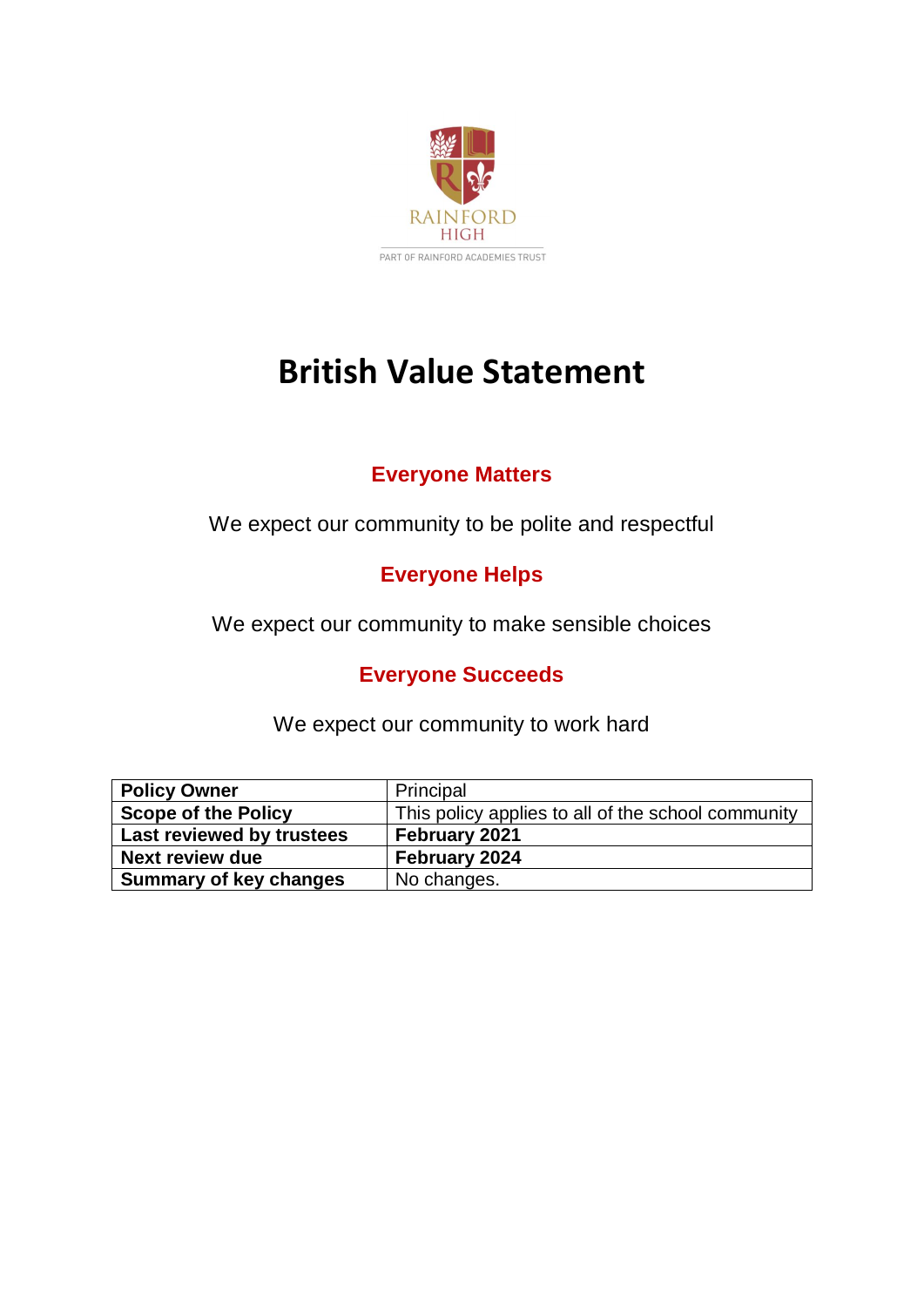RAINFORD HIGH

PART OF RAINFORD ACADEMIES TRUST

# British Value Statement

## Everyone Matters

We expect our community to be polite and respectful

## Everyone Helps

We expect our community to make sensible choices

## Everyone Succeeds

We expect our community to work hard

| | |
|---|---|
| **Policy Owner** | Principal |
| **Scope of the Policy** | This policy applies to all of the school community |
| **Last reviewed by trustees** | **February 2021** |
| **Next review due** | **February 2024** |
| **Summary of key changes** | No changes. |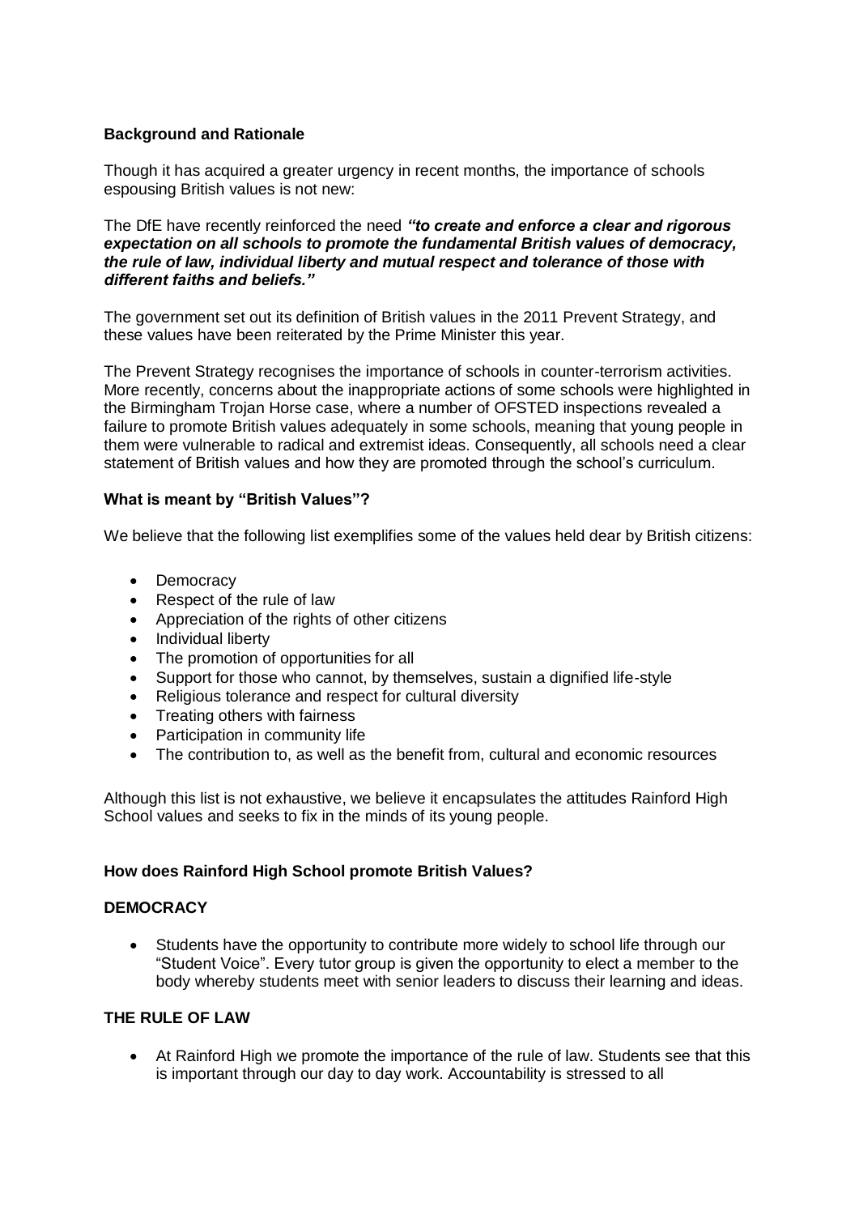**Background and Rationale**

Though it has acquired a greater urgency in recent months, the importance of schools espousing British values is not new:

The DfE have recently reinforced the need ***"to create and enforce a clear and rigorous expectation on all schools to promote the fundamental British values of democracy, the rule of law, individual liberty and mutual respect and tolerance of those with different faiths and beliefs."***

The government set out its definition of British values in the 2011 Prevent Strategy, and these values have been reiterated by the Prime Minister this year.

The Prevent Strategy recognises the importance of schools in counter-terrorism activities. More recently, concerns about the inappropriate actions of some schools were highlighted in the Birmingham Trojan Horse case, where a number of OFSTED inspections revealed a failure to promote British values adequately in some schools, meaning that young people in them were vulnerable to radical and extremist ideas. Consequently, all schools need a clear statement of British values and how they are promoted through the school's curriculum.

**What is meant by "British Values"?**

We believe that the following list exemplifies some of the values held dear by British citizens:

- Democracy
- Respect of the rule of law
- Appreciation of the rights of other citizens
- Individual liberty
- The promotion of opportunities for all
- Support for those who cannot, by themselves, sustain a dignified life-style
- Religious tolerance and respect for cultural diversity
- Treating others with fairness
- Participation in community life
- The contribution to, as well as the benefit from, cultural and economic resources

Although this list is not exhaustive, we believe it encapsulates the attitudes Rainford High School values and seeks to fix in the minds of its young people.

**How does Rainford High School promote British Values?**

**DEMOCRACY**

- Students have the opportunity to contribute more widely to school life through our "Student Voice". Every tutor group is given the opportunity to elect a member to the body whereby students meet with senior leaders to discuss their learning and ideas.

**THE RULE OF LAW**

- At Rainford High we promote the importance of the rule of law. Students see that this is important through our day to day work. Accountability is stressed to all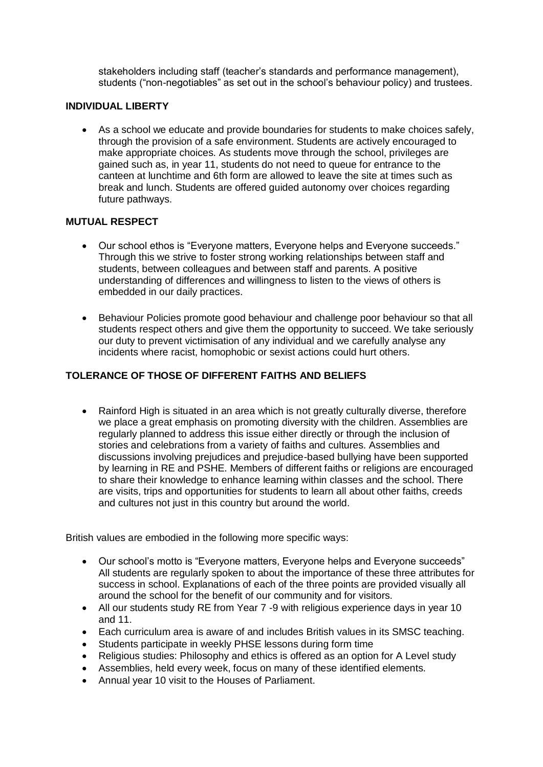stakeholders including staff (teacher's standards and performance management), students ("non-negotiables" as set out in the school's behaviour policy) and trustees.

**INDIVIDUAL LIBERTY**

- As a school we educate and provide boundaries for students to make choices safely, through the provision of a safe environment. Students are actively encouraged to make appropriate choices. As students move through the school, privileges are gained such as, in year 11, students do not need to queue for entrance to the canteen at lunchtime and 6th form are allowed to leave the site at times such as break and lunch. Students are offered guided autonomy over choices regarding future pathways.

**MUTUAL RESPECT**

- Our school ethos is "Everyone matters, Everyone helps and Everyone succeeds." Through this we strive to foster strong working relationships between staff and students, between colleagues and between staff and parents. A positive understanding of differences and willingness to listen to the views of others is embedded in our daily practices.

- Behaviour Policies promote good behaviour and challenge poor behaviour so that all students respect others and give them the opportunity to succeed. We take seriously our duty to prevent victimisation of any individual and we carefully analyse any incidents where racist, homophobic or sexist actions could hurt others.

**TOLERANCE OF THOSE OF DIFFERENT FAITHS AND BELIEFS**

- Rainford High is situated in an area which is not greatly culturally diverse, therefore we place a great emphasis on promoting diversity with the children. Assemblies are regularly planned to address this issue either directly or through the inclusion of stories and celebrations from a variety of faiths and cultures. Assemblies and discussions involving prejudices and prejudice-based bullying have been supported by learning in RE and PSHE. Members of different faiths or religions are encouraged to share their knowledge to enhance learning within classes and the school. There are visits, trips and opportunities for students to learn all about other faiths, creeds and cultures not just in this country but around the world.

British values are embodied in the following more specific ways:

- Our school's motto is "Everyone matters, Everyone helps and Everyone succeeds" All students are regularly spoken to about the importance of these three attributes for success in school. Explanations of each of the three points are provided visually all around the school for the benefit of our community and for visitors.
- All our students study RE from Year 7 -9 with religious experience days in year 10 and 11.
- Each curriculum area is aware of and includes British values in its SMSC teaching.
- Students participate in weekly PHSE lessons during form time
- Religious studies: Philosophy and ethics is offered as an option for A Level study
- Assemblies, held every week, focus on many of these identified elements.
- Annual year 10 visit to the Houses of Parliament.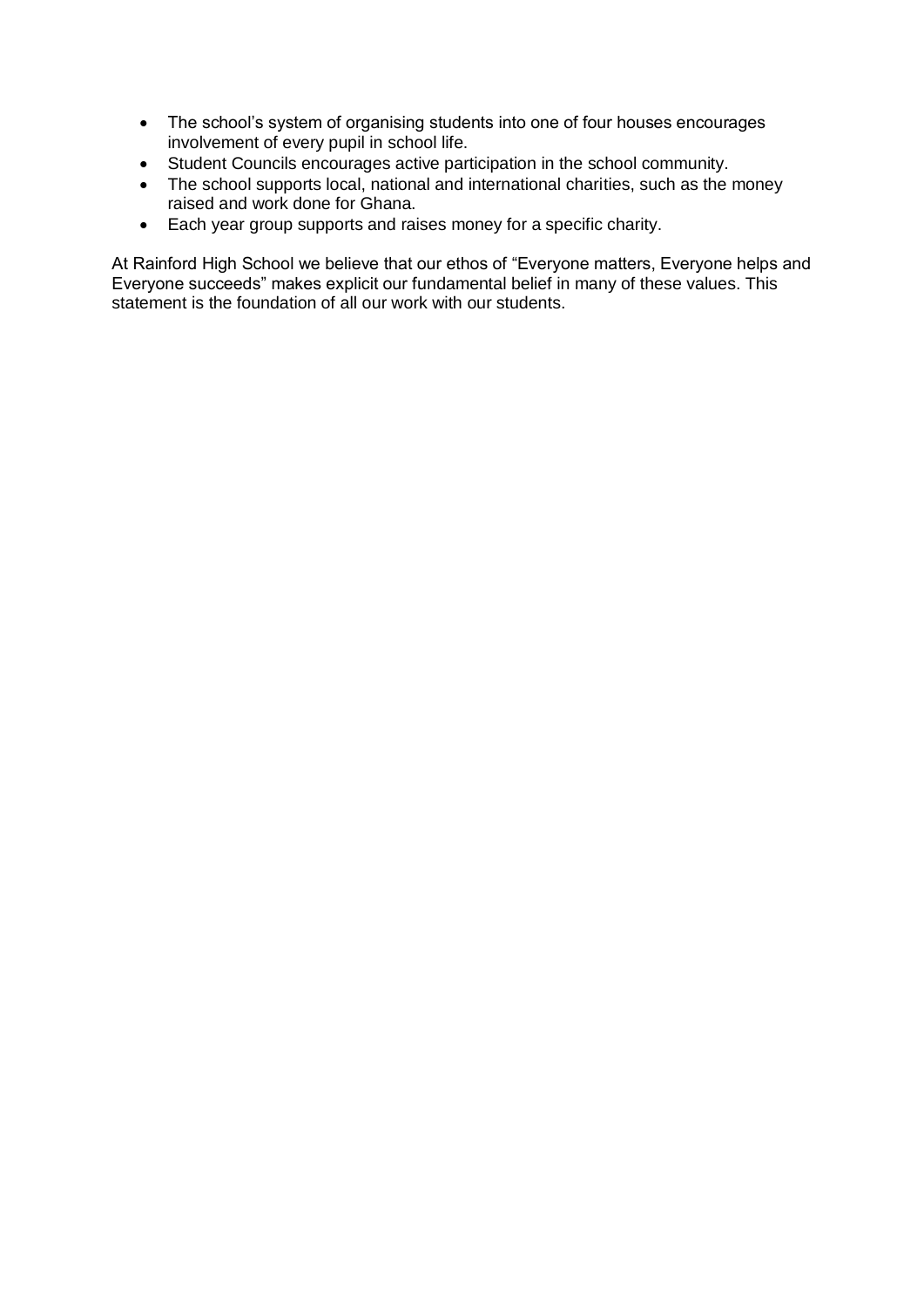- The school's system of organising students into one of four houses encourages involvement of every pupil in school life.
- Student Councils encourages active participation in the school community.
- The school supports local, national and international charities, such as the money raised and work done for Ghana.
- Each year group supports and raises money for a specific charity.

At Rainford High School we believe that our ethos of "Everyone matters, Everyone helps and Everyone succeeds" makes explicit our fundamental belief in many of these values. This statement is the foundation of all our work with our students.